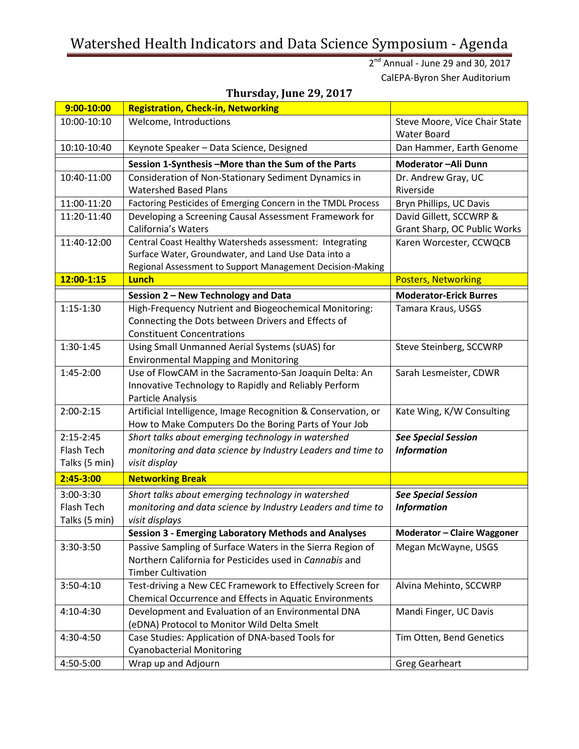# Watershed Health Indicators and Data Science Symposium - Agenda

2nd Annual - June 29 and 30, 2017
CalEPA-Byron Sher Auditorium

## Thursday, June 29, 2017

| | | |
|---|---|---|
| **9:00-10:00** | **Registration, Check-in, Networking** | |
| 10:00-10:10 | Welcome, Introductions | Steve Moore, Vice Chair State Water Board |
| 10:10-10:40 | Keynote Speaker – Data Science, Designed | Dan Hammer, Earth Genome |
| | **Session 1-Synthesis –More than the Sum of the Parts** | **Moderator –Ali Dunn** |
| 10:40-11:00 | Consideration of Non-Stationary Sediment Dynamics in Watershed Based Plans | Dr. Andrew Gray, UC Riverside |
| 11:00-11:20 | Factoring Pesticides of Emerging Concern in the TMDL Process | Bryn Phillips, UC Davis |
| 11:20-11:40 | Developing a Screening Causal Assessment Framework for California's Waters | David Gillett, SCCWRP & Grant Sharp, OC Public Works |
| 11:40-12:00 | Central Coast Healthy Watersheds assessment: Integrating Surface Water, Groundwater, and Land Use Data into a Regional Assessment to Support Management Decision-Making | Karen Worcester, CCWQCB |
| **12:00-1:15** | **Lunch** | Posters, Networking |
| | **Session 2 – New Technology and Data** | **Moderator-Erick Burres** |
| 1:15-1:30 | High-Frequency Nutrient and Biogeochemical Monitoring: Connecting the Dots between Drivers and Effects of Constituent Concentrations | Tamara Kraus, USGS |
| 1:30-1:45 | Using Small Unmanned Aerial Systems (sUAS) for Environmental Mapping and Monitoring | Steve Steinberg, SCCWRP |
| 1:45-2:00 | Use of FlowCAM in the Sacramento-San Joaquin Delta: An Innovative Technology to Rapidly and Reliably Perform Particle Analysis | Sarah Lesmeister, CDWR |
| 2:00-2:15 | Artificial Intelligence, Image Recognition & Conservation, or How to Make Computers Do the Boring Parts of Your Job | Kate Wing, K/W Consulting |
| 2:15-2:45 Flash Tech Talks (5 min) | *Short talks about emerging technology in watershed monitoring and data science by Industry Leaders and time to visit display* | ***See Special Session Information*** |
| **2:45-3:00** | **Networking Break** | |
| 3:00-3:30 Flash Tech Talks (5 min) | *Short talks about emerging technology in watershed monitoring and data science by Industry Leaders and time to visit displays* | ***See Special Session Information*** |
| | **Session 3 - Emerging Laboratory Methods and Analyses** | **Moderator – Claire Waggoner** |
| 3:30-3:50 | Passive Sampling of Surface Waters in the Sierra Region of Northern California for Pesticides used in *Cannabis* and Timber Cultivation | Megan McWayne, USGS |
| 3:50-4:10 | Test-driving a New CEC Framework to Effectively Screen for Chemical Occurrence and Effects in Aquatic Environments | Alvina Mehinto, SCCWRP |
| 4:10-4:30 | Development and Evaluation of an Environmental DNA (eDNA) Protocol to Monitor Wild Delta Smelt | Mandi Finger, UC Davis |
| 4:30-4:50 | Case Studies: Application of DNA-based Tools for Cyanobacterial Monitoring | Tim Otten, Bend Genetics |
| 4:50-5:00 | Wrap up and Adjourn | Greg Gearheart |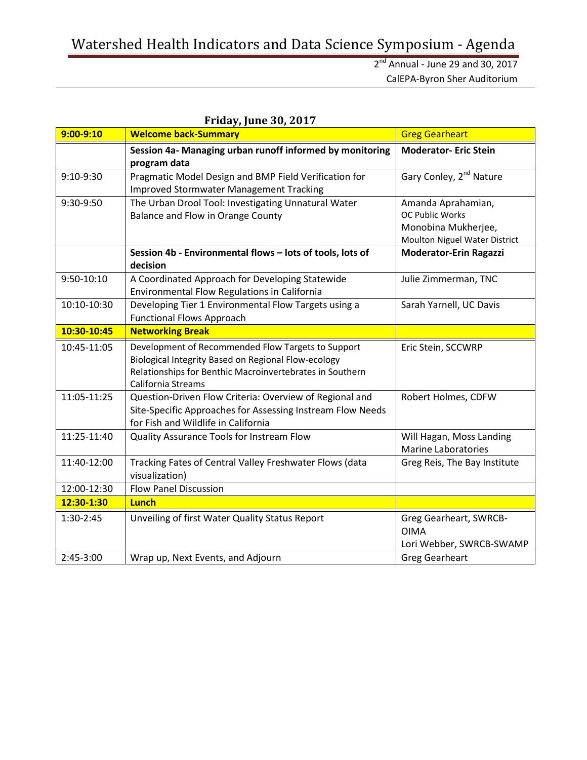# Watershed Health Indicators and Data Science Symposium - Agenda

2nd Annual - June 29 and 30, 2017
CalEPA-Byron Sher Auditorium

## Friday, June 30, 2017

| | | |
|---|---|---|
| **9:00-9:10** | **Welcome back-Summary** | Greg Gearheart |
| | **Session 4a- Managing urban runoff informed by monitoring program data** | **Moderator- Eric Stein** |
| 9:10-9:30 | Pragmatic Model Design and BMP Field Verification for Improved Stormwater Management Tracking | Gary Conley, 2nd Nature |
| 9:30-9:50 | The Urban Drool Tool: Investigating Unnatural Water Balance and Flow in Orange County | Amanda Aprahamian, OC Public Works<br>Monobina Mukherjee, Moulton Niguel Water District |
| | **Session 4b - Environmental flows – lots of tools, lots of decision** | **Moderator-Erin Ragazzi** |
| 9:50-10:10 | A Coordinated Approach for Developing Statewide Environmental Flow Regulations in California | Julie Zimmerman, TNC |
| 10:10-10:30 | Developing Tier 1 Environmental Flow Targets using a Functional Flows Approach | Sarah Yarnell, UC Davis |
| **10:30-10:45** | **Networking Break** | |
| 10:45-11:05 | Development of Recommended Flow Targets to Support Biological Integrity Based on Regional Flow-ecology Relationships for Benthic Macroinvertebrates in Southern California Streams | Eric Stein, SCCWRP |
| 11:05-11:25 | Question-Driven Flow Criteria: Overview of Regional and Site-Specific Approaches for Assessing Instream Flow Needs for Fish and Wildlife in California | Robert Holmes, CDFW |
| 11:25-11:40 | Quality Assurance Tools for Instream Flow | Will Hagan, Moss Landing Marine Laboratories |
| 11:40-12:00 | Tracking Fates of Central Valley Freshwater Flows (data visualization) | Greg Reis, The Bay Institute |
| 12:00-12:30 | Flow Panel Discussion | |
| **12:30-1:30** | **Lunch** | |
| 1:30-2:45 | Unveiling of first Water Quality Status Report | Greg Gearheart, SWRCB-OIMA<br>Lori Webber, SWRCB-SWAMP |
| 2:45-3:00 | Wrap up, Next Events, and Adjourn | Greg Gearheart |